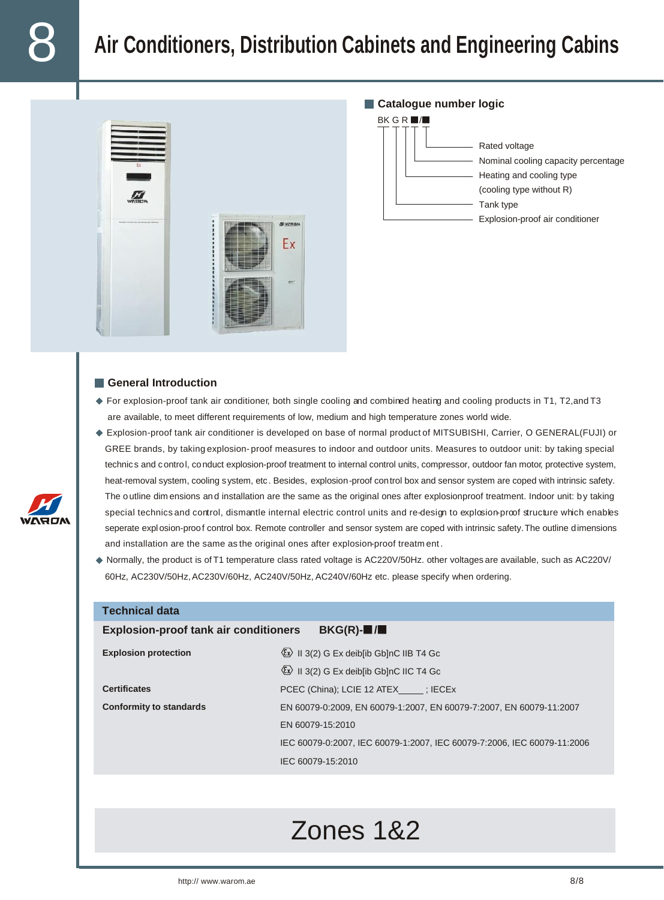# Air Conditioners, Distribution Cabinets and Engineering Cabins

## Catalogue number logic

BK G R ■/■

- Rated voltage
- Nominal cooling capacity percentage
- Heating and cooling type (cooling type without R)
- Tank type
- Explosion-proof air conditioner

## General Introduction

- ◆ For explosion-proof tank air conditioner, both single cooling and combined heating and cooling products in T1, T2,and T3 are available, to meet different requirements of low, medium and high temperature zones world wide.
- ◆ Explosion-proof tank air conditioner is developed on base of normal product of MITSUBISHI, Carrier, O GENERAL(FUJI) or GREE brands, by taking explosion- proof measures to indoor and outdoor units. Measures to outdoor unit: by taking special technics and control, conduct explosion-proof treatment to internal control units, compressor, outdoor fan motor, protective system, heat-removal system, cooling system, etc. Besides, explosion-proof control box and sensor system are coped with intrinsic safety. The outline dimensions and installation are the same as the original ones after explosionproof treatment. Indoor unit: by taking special technics and control, dismantle internal electric control units and re-design to explosion-proof structure which enables seperate explosion-proof control box. Remote controller and sensor system are coped with intrinsic safety. The outline dimensions and installation are the same as the original ones after explosion-proof treatment.
- ◆ Normally, the product is of T1 temperature class rated voltage is AC220V/50Hz. other voltages are available, such as AC220V/60Hz, AC230V/50Hz, AC230V/60Hz, AC240V/50Hz, AC240V/60Hz etc. please specify when ordering.

## Technical data

| Explosion-proof tank air conditioners | BKG(R)-■/■ |
|---|---|
| **Explosion protection** | Ⓔx II 3(2) G Ex deib[ib Gb]nC IIB T4 Gc |
| | Ⓔx II 3(2) G Ex deib[ib Gb]nC IIC T4 Gc |
| **Certificates** | PCEC (China); LCIE 12 ATEX_____ ; IECEx |
| **Conformity to standards** | EN 60079-0:2009, EN 60079-1:2007, EN 60079-7:2007, EN 60079-11:2007 |
| | EN 60079-15:2010 |
| | IEC 60079-0:2007, IEC 60079-1:2007, IEC 60079-7:2006, IEC 60079-11:2006 |
| | IEC 60079-15:2010 |

# Zones 1&2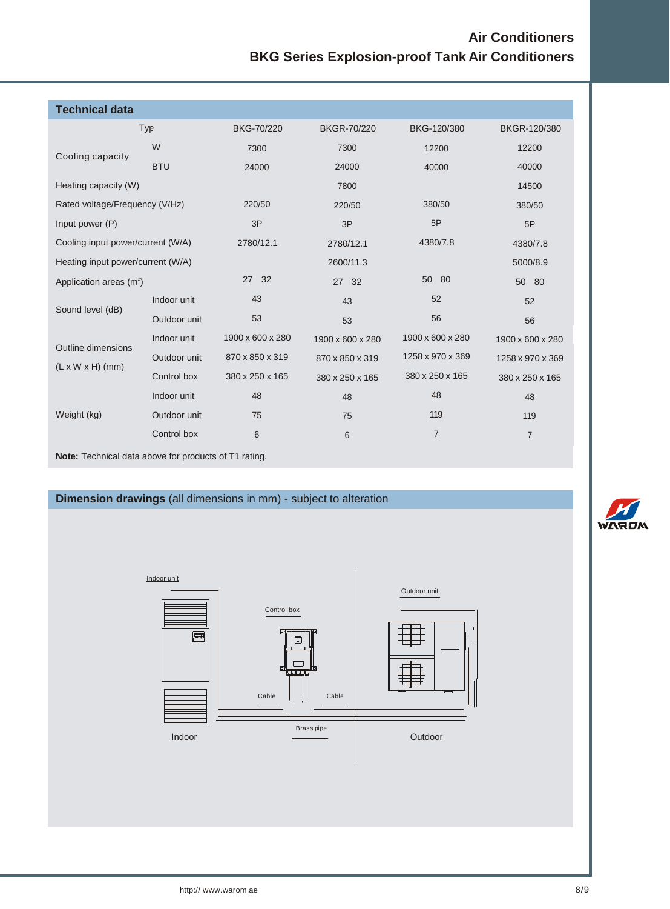# Air Conditioners
## BKG Series Explosion-proof Tank Air Conditioners

### Technical data

| Type | | BKG-70/220 | BKGR-70/220 | BKG-120/380 | BKGR-120/380 |
|---|---|---|---|---|---|
| Cooling capacity | W | 7300 | 7300 | 12200 | 12200 |
| | BTU | 24000 | 24000 | 40000 | 40000 |
| Heating capacity (W) | | | 7800 | | 14500 |
| Rated voltage/Frequency (V/Hz) | | 220/50 | 220/50 | 380/50 | 380/50 |
| Input power (P) | | 3P | 3P | 5P | 5P |
| Cooling input power/current (W/A) | | 2780/12.1 | 2780/12.1 | 4380/7.8 | 4380/7.8 |
| Heating input power/current (W/A) | | | 2600/11.3 | | 5000/8.9 |
| Application areas ($m^2$) | | 27 32 | 27 32 | 50 80 | 50 80 |
| Sound level (dB) | Indoor unit | 43 | 43 | 52 | 52 |
| | Outdoor unit | 53 | 53 | 56 | 56 |
| Outline dimensions (L x W x H) (mm) | Indoor unit | 1900 x 600 x 280 | 1900 x 600 x 280 | 1900 x 600 x 280 | 1900 x 600 x 280 |
| | Outdoor unit | 870 x 850 x 319 | 870 x 850 x 319 | 1258 x 970 x 369 | 1258 x 970 x 369 |
| | Control box | 380 x 250 x 165 | 380 x 250 x 165 | 380 x 250 x 165 | 380 x 250 x 165 |
| Weight (kg) | Indoor unit | 48 | 48 | 48 | 48 |
| | Outdoor unit | 75 | 75 | 119 | 119 |
| | Control box | 6 | 6 | 7 | 7 |

**Note:** Technical data above for products of T1 rating.

### Dimension drawings (all dimensions in mm) - subject to alteration

Indoor unit

Control box

Outdoor unit

Cable

Cable

Brass pipe

Indoor

Outdoor

http:// www.warom.ae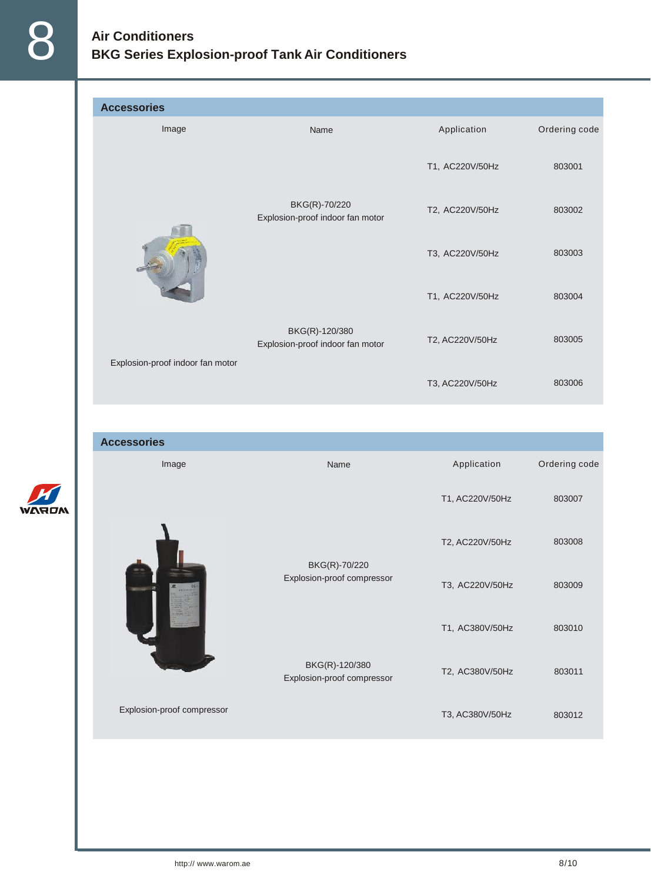# Air Conditioners

## BKG Series Explosion-proof Tank Air Conditioners

### Accessories

| Image | Name | Application | Ordering code |
|---|---|---|---|
| Explosion-proof indoor fan motor | BKG(R)-70/220 Explosion-proof indoor fan motor | T1, AC220V/50Hz | 803001 |
| | | T2, AC220V/50Hz | 803002 |
| | | T3, AC220V/50Hz | 803003 |
| | BKG(R)-120/380 Explosion-proof indoor fan motor | T1, AC220V/50Hz | 803004 |
| | | T2, AC220V/50Hz | 803005 |
| | | T3, AC220V/50Hz | 803006 |

### Accessories

| Image | Name | Application | Ordering code |
|---|---|---|---|
| Explosion-proof compressor | BKG(R)-70/220 Explosion-proof compressor | T1, AC220V/50Hz | 803007 |
| | | T2, AC220V/50Hz | 803008 |
| | | T3, AC220V/50Hz | 803009 |
| | BKG(R)-120/380 Explosion-proof compressor | T1, AC380V/50Hz | 803010 |
| | | T2, AC380V/50Hz | 803011 |
| | | T3, AC380V/50Hz | 803012 |

http:// www.warom.ae